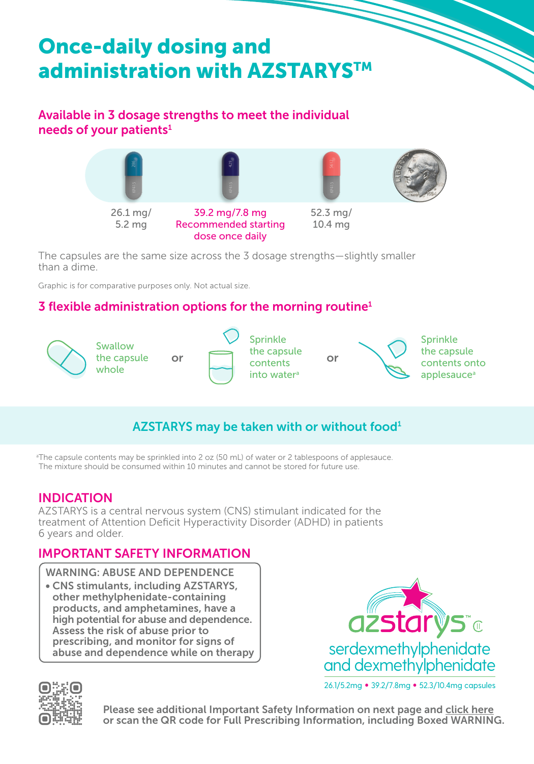# Once-daily dosing and administration with AZSTARYS™

## Available in 3 dosage strengths to meet the individual needs of your patients[1]

26.1 mg/ 5.2 mg

39.2 mg/7.8 mg Recommended starting dose once daily

52.3 mg/ 10.4 mg

The capsules are the same size across the 3 dosage strengths—slightly smaller than a dime.

Graphic is for comparative purposes only. Not actual size.

## 3 flexible administration options for the morning routine[1]

Swallow the capsule whole **or** Sprinkle the capsule contents into water[a] **or** Sprinkle the capsule contents onto applesauce[a]

**AZSTARYS may be taken with or without food[1]**

[a]The capsule contents may be sprinkled into 2 oz (50 mL) of water or 2 tablespoons of applesauce. The mixture should be consumed within 10 minutes and cannot be stored for future use.

## INDICATION

AZSTARYS is a central nervous system (CNS) stimulant indicated for the treatment of Attention Deficit Hyperactivity Disorder (ADHD) in patients 6 years and older.

## IMPORTANT SAFETY INFORMATION

**WARNING: ABUSE AND DEPENDENCE**

- **CNS stimulants, including AZSTARYS, other methylphenidate-containing products, and amphetamines, have a high potential for abuse and dependence. Assess the risk of abuse prior to prescribing, and monitor for signs of abuse and dependence while on therapy**

azstarys™ CII
serdexmethylphenidate and dexmethylphenidate
26.1/5.2mg • 39.2/7.8mg • 52.3/10.4mg capsules

**Please see additional Important Safety Information on next page and click here or scan the QR code for Full Prescribing Information, including Boxed WARNING.**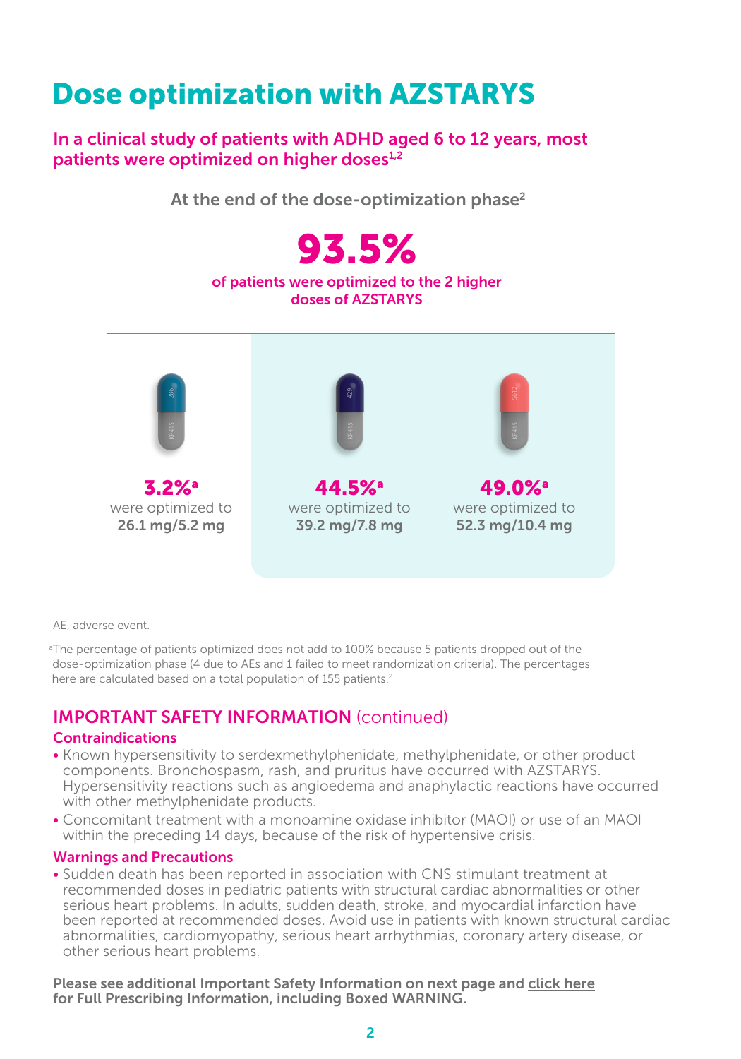# Dose optimization with AZSTARYS

## In a clinical study of patients with ADHD aged 6 to 12 years, most patients were optimized on higher doses[1,2]

At the end of the dose-optimization phase[2]

**93.5%**

of patients were optimized to the 2 higher doses of AZSTARYS

**3.2%**[a]
were optimized to
**26.1 mg/5.2 mg**

**44.5%**[a]
were optimized to
**39.2 mg/7.8 mg**

**49.0%**[a]
were optimized to
**52.3 mg/10.4 mg**

AE, adverse event.

[a]The percentage of patients optimized does not add to 100% because 5 patients dropped out of the dose-optimization phase (4 due to AEs and 1 failed to meet randomization criteria). The percentages here are calculated based on a total population of 155 patients.[2]

## IMPORTANT SAFETY INFORMATION (continued)

### Contraindications

- Known hypersensitivity to serdexmethylphenidate, methylphenidate, or other product components. Bronchospasm, rash, and pruritus have occurred with AZSTARYS. Hypersensitivity reactions such as angioedema and anaphylactic reactions have occurred with other methylphenidate products.
- Concomitant treatment with a monoamine oxidase inhibitor (MAOI) or use of an MAOI within the preceding 14 days, because of the risk of hypertensive crisis.

### Warnings and Precautions

- Sudden death has been reported in association with CNS stimulant treatment at recommended doses in pediatric patients with structural cardiac abnormalities or other serious heart problems. In adults, sudden death, stroke, and myocardial infarction have been reported at recommended doses. Avoid use in patients with known structural cardiac abnormalities, cardiomyopathy, serious heart arrhythmias, coronary artery disease, or other serious heart problems.

**Please see additional Important Safety Information on next page and click here for Full Prescribing Information, including Boxed WARNING.**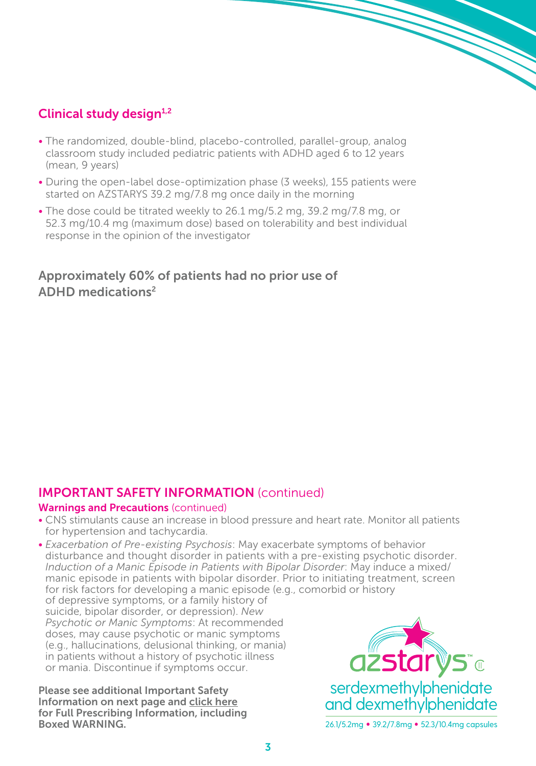## Clinical study design[1,2]

- The randomized, double-blind, placebo-controlled, parallel-group, analog classroom study included pediatric patients with ADHD aged 6 to 12 years (mean, 9 years)
- During the open-label dose-optimization phase (3 weeks), 155 patients were started on AZSTARYS 39.2 mg/7.8 mg once daily in the morning
- The dose could be titrated weekly to 26.1 mg/5.2 mg, 39.2 mg/7.8 mg, or 52.3 mg/10.4 mg (maximum dose) based on tolerability and best individual response in the opinion of the investigator

**Approximately 60% of patients had no prior use of ADHD medications[2]**

## IMPORTANT SAFETY INFORMATION (continued)

### Warnings and Precautions (continued)

- CNS stimulants cause an increase in blood pressure and heart rate. Monitor all patients for hypertension and tachycardia.
- *Exacerbation of Pre-existing Psychosis*: May exacerbate symptoms of behavior disturbance and thought disorder in patients with a pre-existing psychotic disorder. *Induction of a Manic Episode in Patients with Bipolar Disorder*: May induce a mixed/manic episode in patients with bipolar disorder. Prior to initiating treatment, screen for risk factors for developing a manic episode (e.g., comorbid or history of depressive symptoms, or a family history of suicide, bipolar disorder, or depression). *New Psychotic or Manic Symptoms*: At recommended doses, may cause psychotic or manic symptoms (e.g., hallucinations, delusional thinking, or mania) in patients without a history of psychotic illness or mania. Discontinue if symptoms occur.

**Please see additional Important Safety Information on next page and click here for Full Prescribing Information, including Boxed WARNING.**

azstarys™ CII
serdexmethylphenidate and dexmethylphenidate
26.1/5.2mg • 39.2/7.8mg • 52.3/10.4mg capsules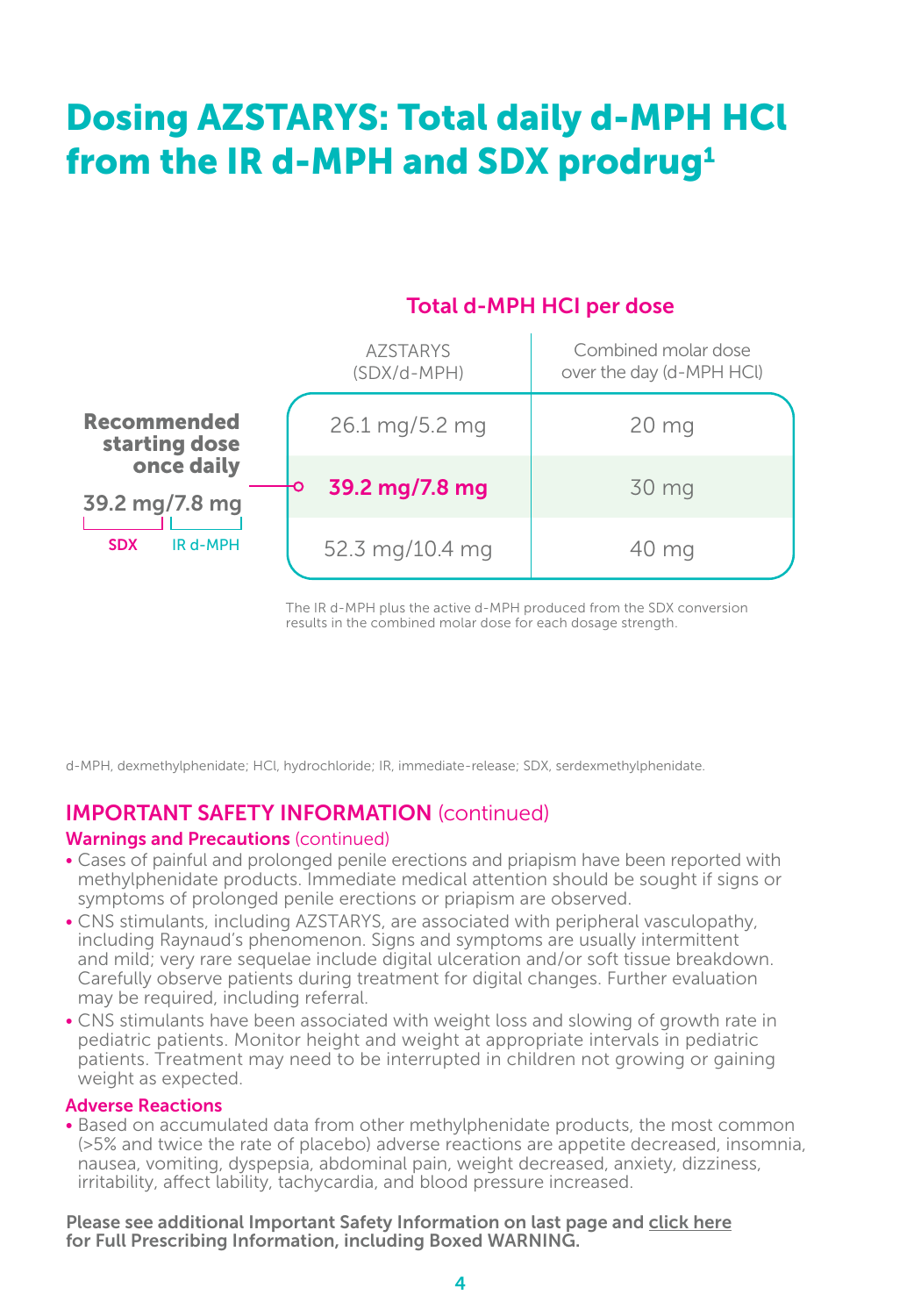# Dosing AZSTARYS: Total daily d-MPH HCl from the IR d-MPH and SDX prodrug[1]

**Recommended starting dose once daily**

39.2 mg/7.8 mg

SDX | IR d-MPH

**Total d-MPH HCl per dose**

| AZSTARYS (SDX/d-MPH) | Combined molar dose over the day (d-MPH HCl) |
|---|---|
| 26.1 mg/5.2 mg | 20 mg |
| **39.2 mg/7.8 mg** | 30 mg |
| 52.3 mg/10.4 mg | 40 mg |

The IR d-MPH plus the active d-MPH produced from the SDX conversion results in the combined molar dose for each dosage strength.

d-MPH, dexmethylphenidate; HCl, hydrochloride; IR, immediate-release; SDX, serdexmethylphenidate.

## IMPORTANT SAFETY INFORMATION (continued)

### Warnings and Precautions (continued)

- Cases of painful and prolonged penile erections and priapism have been reported with methylphenidate products. Immediate medical attention should be sought if signs or symptoms of prolonged penile erections or priapism are observed.
- CNS stimulants, including AZSTARYS, are associated with peripheral vasculopathy, including Raynaud's phenomenon. Signs and symptoms are usually intermittent and mild; very rare sequelae include digital ulceration and/or soft tissue breakdown. Carefully observe patients during treatment for digital changes. Further evaluation may be required, including referral.
- CNS stimulants have been associated with weight loss and slowing of growth rate in pediatric patients. Monitor height and weight at appropriate intervals in pediatric patients. Treatment may need to be interrupted in children not growing or gaining weight as expected.

### Adverse Reactions

- Based on accumulated data from other methylphenidate products, the most common (>5% and twice the rate of placebo) adverse reactions are appetite decreased, insomnia, nausea, vomiting, dyspepsia, abdominal pain, weight decreased, anxiety, dizziness, irritability, affect lability, tachycardia, and blood pressure increased.

**Please see additional Important Safety Information on last page and click here for Full Prescribing Information, including Boxed WARNING.**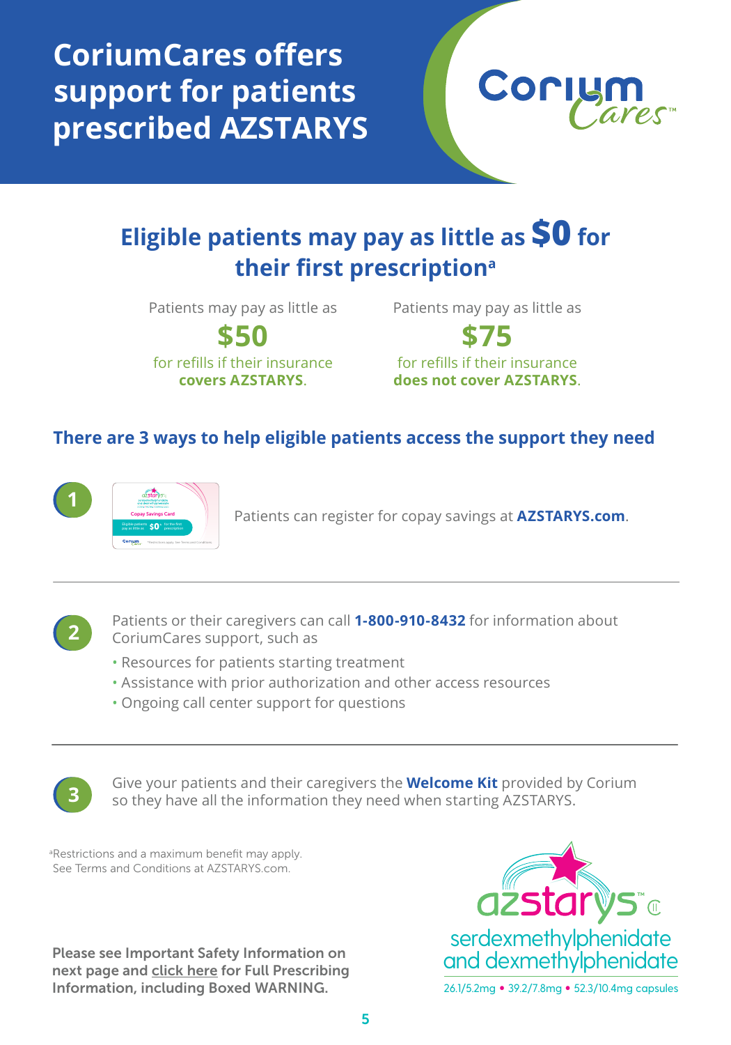# CoriumCares offers support for patients prescribed AZSTARYS

CoriumCares™

## Eligible patients may pay as little as $0 for their first prescription[a]

Patients may pay as little as **$50** for refills if their insurance **covers AZSTARYS**.

Patients may pay as little as **$75** for refills if their insurance **does not cover AZSTARYS**.

### There are 3 ways to help eligible patients access the support they need

**1** Patients can register for copay savings at **AZSTARYS.com**.

**2** Patients or their caregivers can call **1-800-910-8432** for information about CoriumCares support, such as

- Resources for patients starting treatment
- Assistance with prior authorization and other access resources
- Ongoing call center support for questions

**3** Give your patients and their caregivers the **Welcome Kit** provided by Corium so they have all the information they need when starting AZSTARYS.

[a]Restrictions and a maximum benefit may apply. See Terms and Conditions at AZSTARYS.com.

**Please see Important Safety Information on next page and click here for Full Prescribing Information, including Boxed WARNING.**

azstarys™ CII
serdexmethylphenidate and dexmethylphenidate
26.1/5.2mg • 39.2/7.8mg • 52.3/10.4mg capsules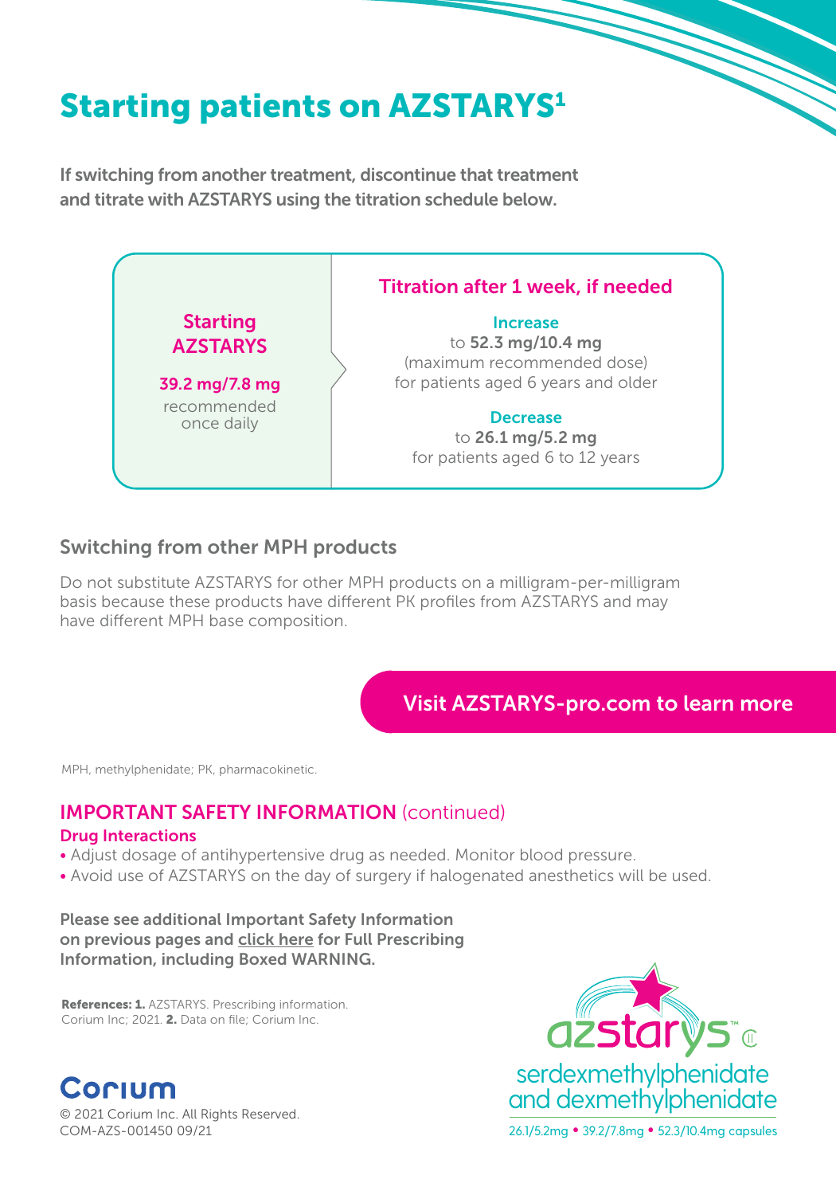# Starting patients on AZSTARYS[1]

**If switching from another treatment, discontinue that treatment and titrate with AZSTARYS using the titration schedule below.**

| Starting AZSTARYS | Titration after 1 week, if needed |
|---|---|
| **39.2 mg/7.8 mg** recommended once daily | **Increase** to **52.3 mg/10.4 mg** (maximum recommended dose) for patients aged 6 years and older<br><br>**Decrease** to **26.1 mg/5.2 mg** for patients aged 6 to 12 years |

## Switching from other MPH products

Do not substitute AZSTARYS for other MPH products on a milligram-per-milligram basis because these products have different PK profiles from AZSTARYS and may have different MPH base composition.

**Visit AZSTARYS-pro.com to learn more**

MPH, methylphenidate; PK, pharmacokinetic.

## IMPORTANT SAFETY INFORMATION (continued)

**Drug Interactions**

- Adjust dosage of antihypertensive drug as needed. Monitor blood pressure.
- Avoid use of AZSTARYS on the day of surgery if halogenated anesthetics will be used.

**Please see additional Important Safety Information on previous pages and click here for Full Prescribing Information, including Boxed WARNING.**

**References: 1.** AZSTARYS. Prescribing information. Corium Inc; 2021. **2.** Data on file; Corium Inc.

Corium

© 2021 Corium Inc. All Rights Reserved.
COM-AZS-001450 09/21

azstarys™ CII
serdexmethylphenidate and dexmethylphenidate
26.1/5.2mg • 39.2/7.8mg • 52.3/10.4mg capsules